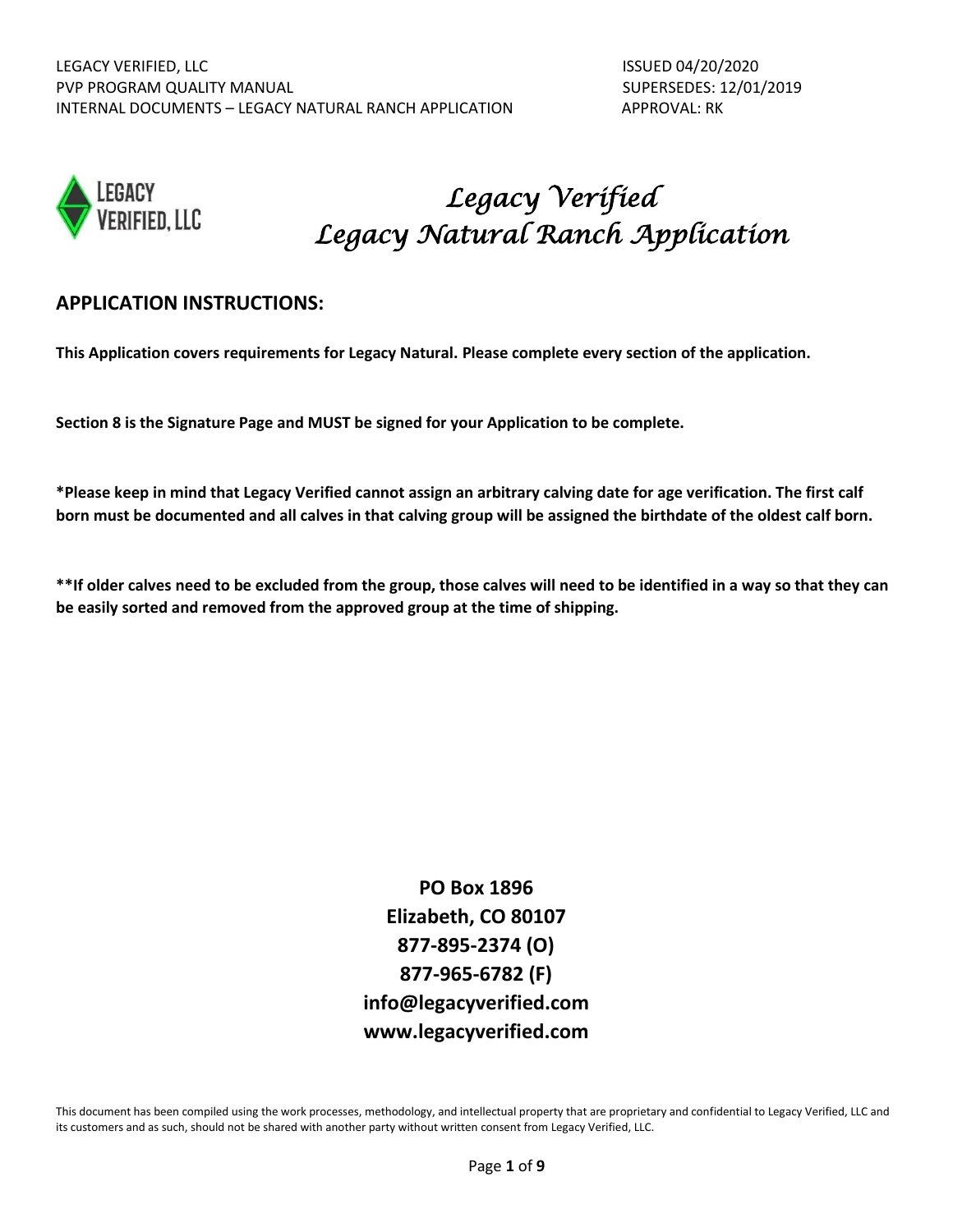# Legacy Verified
# Legacy Natural Ranch Application

## APPLICATION INSTRUCTIONS:

**This Application covers requirements for Legacy Natural. Please complete every section of the application.**

**Section 8 is the Signature Page and MUST be signed for your Application to be complete.**

***Please keep in mind that Legacy Verified cannot assign an arbitrary calving date for age verification. The first calf born must be documented and all calves in that calving group will be assigned the birthdate of the oldest calf born.**

****If older calves need to be excluded from the group, those calves will need to be identified in a way so that they can be easily sorted and removed from the approved group at the time of shipping.**

**PO Box 1896**
**Elizabeth, CO 80107**
**877-895-2374 (O)**
**877-965-6782 (F)**
**info@legacyverified.com**
**www.legacyverified.com**

This document has been compiled using the work processes, methodology, and intellectual property that are proprietary and confidential to Legacy Verified, LLC and its customers and as such, should not be shared with another party without written consent from Legacy Verified, LLC.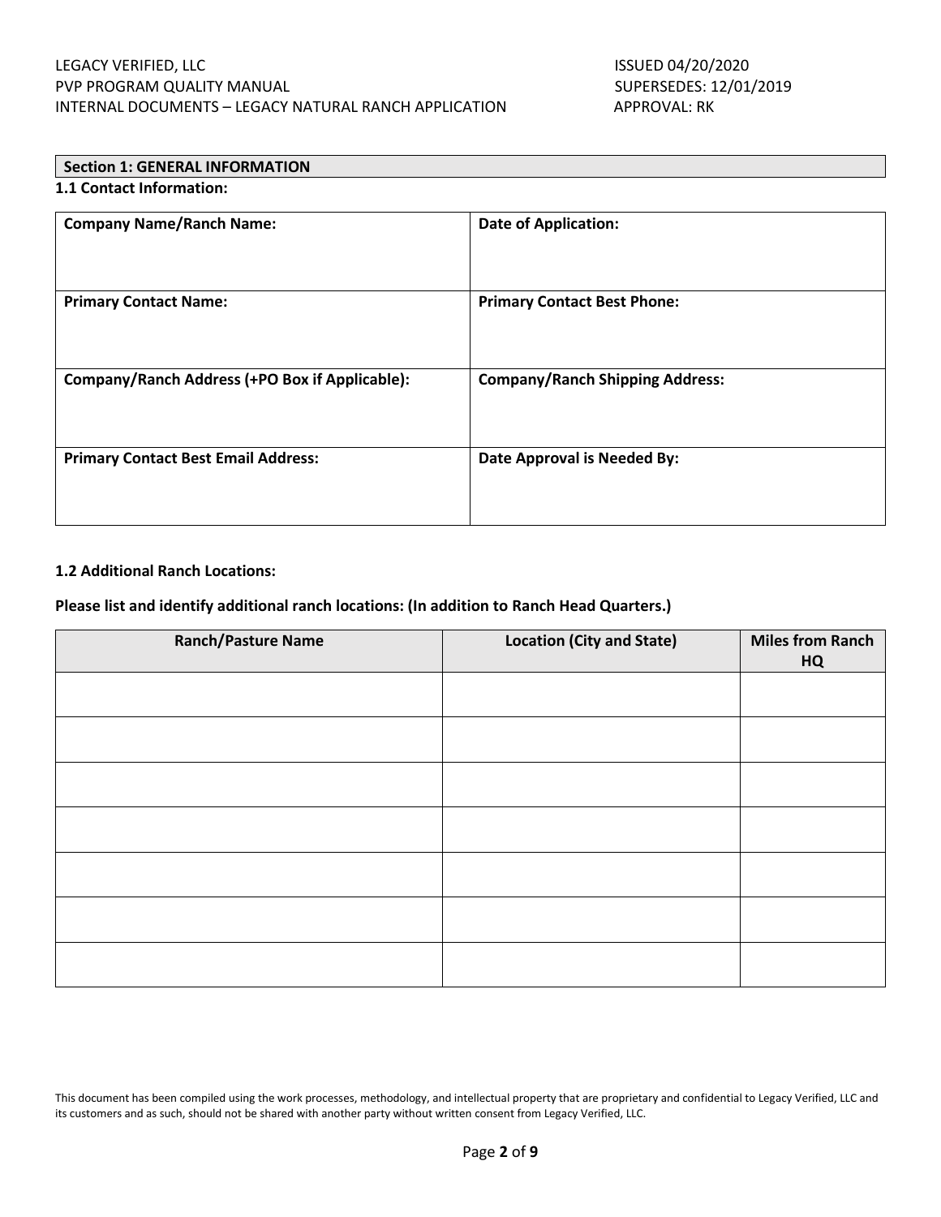## Section 1: GENERAL INFORMATION

### 1.1 Contact Information:

| Company Name/Ranch Name: | Date of Application: |
| --- | --- |
| **Primary Contact Name:** | **Primary Contact Best Phone:** |
| **Company/Ranch Address (+PO Box if Applicable):** | **Company/Ranch Shipping Address:** |
| **Primary Contact Best Email Address:** | **Date Approval is Needed By:** |

### 1.2 Additional Ranch Locations:

**Please list and identify additional ranch locations: (In addition to Ranch Head Quarters.)**

| Ranch/Pasture Name | Location (City and State) | Miles from Ranch HQ |
| --- | --- | --- |
| | | |
| | | |
| | | |
| | | |
| | | |
| | | |
| | | |

This document has been compiled using the work processes, methodology, and intellectual property that are proprietary and confidential to Legacy Verified, LLC and its customers and as such, should not be shared with another party without written consent from Legacy Verified, LLC.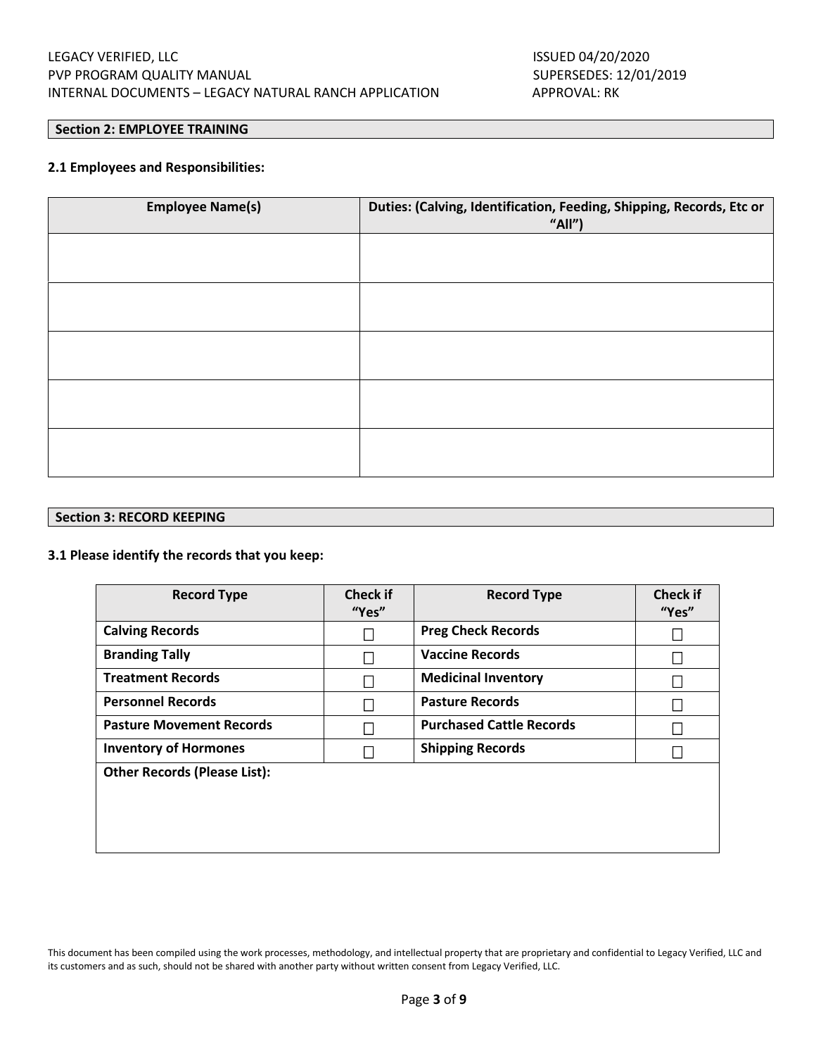## Section 2: EMPLOYEE TRAINING

### 2.1 Employees and Responsibilities:

| Employee Name(s) | Duties: (Calving, Identification, Feeding, Shipping, Records, Etc or "All") |
|---|---|
| | |
| | |
| | |
| | |
| | |

## Section 3: RECORD KEEPING

### 3.1 Please identify the records that you keep:

| Record Type | Check if "Yes" | Record Type | Check if "Yes" |
|---|---|---|---|
| **Calving Records** | ☐ | **Preg Check Records** | ☐ |
| **Branding Tally** | ☐ | **Vaccine Records** | ☐ |
| **Treatment Records** | ☐ | **Medicinal Inventory** | ☐ |
| **Personnel Records** | ☐ | **Pasture Records** | ☐ |
| **Pasture Movement Records** | ☐ | **Purchased Cattle Records** | ☐ |
| **Inventory of Hormones** | ☐ | **Shipping Records** | ☐ |
| **Other Records (Please List):** | | | |

This document has been compiled using the work processes, methodology, and intellectual property that are proprietary and confidential to Legacy Verified, LLC and its customers and as such, should not be shared with another party without written consent from Legacy Verified, LLC.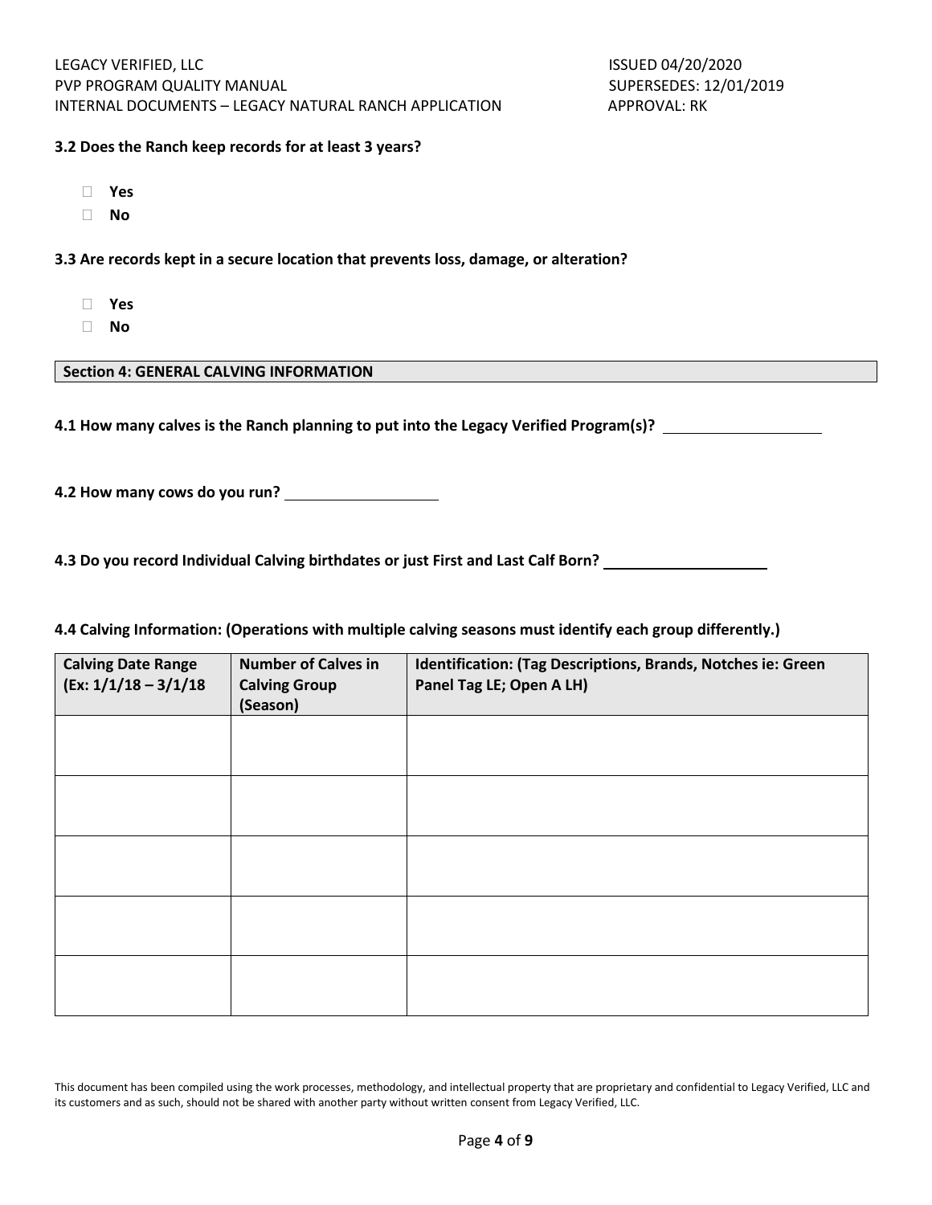**3.2 Does the Ranch keep records for at least 3 years?**

- ☐ **Yes**
- ☐ **No**

**3.3 Are records kept in a secure location that prevents loss, damage, or alteration?**

- ☐ **Yes**
- ☐ **No**

## Section 4: GENERAL CALVING INFORMATION

**4.1 How many calves is the Ranch planning to put into the Legacy Verified Program(s)?** ____________________

**4.2 How many cows do you run?** ____________________

**4.3 Do you record Individual Calving birthdates or just First and Last Calf Born?** ____________________

**4.4 Calving Information: (Operations with multiple calving seasons must identify each group differently.)**

| Calving Date Range (Ex: 1/1/18 – 3/1/18 | Number of Calves in Calving Group (Season) | Identification: (Tag Descriptions, Brands, Notches ie: Green Panel Tag LE; Open A LH) |
|---|---|---|
| | | |
| | | |
| | | |
| | | |
| | | |

This document has been compiled using the work processes, methodology, and intellectual property that are proprietary and confidential to Legacy Verified, LLC and its customers and as such, should not be shared with another party without written consent from Legacy Verified, LLC.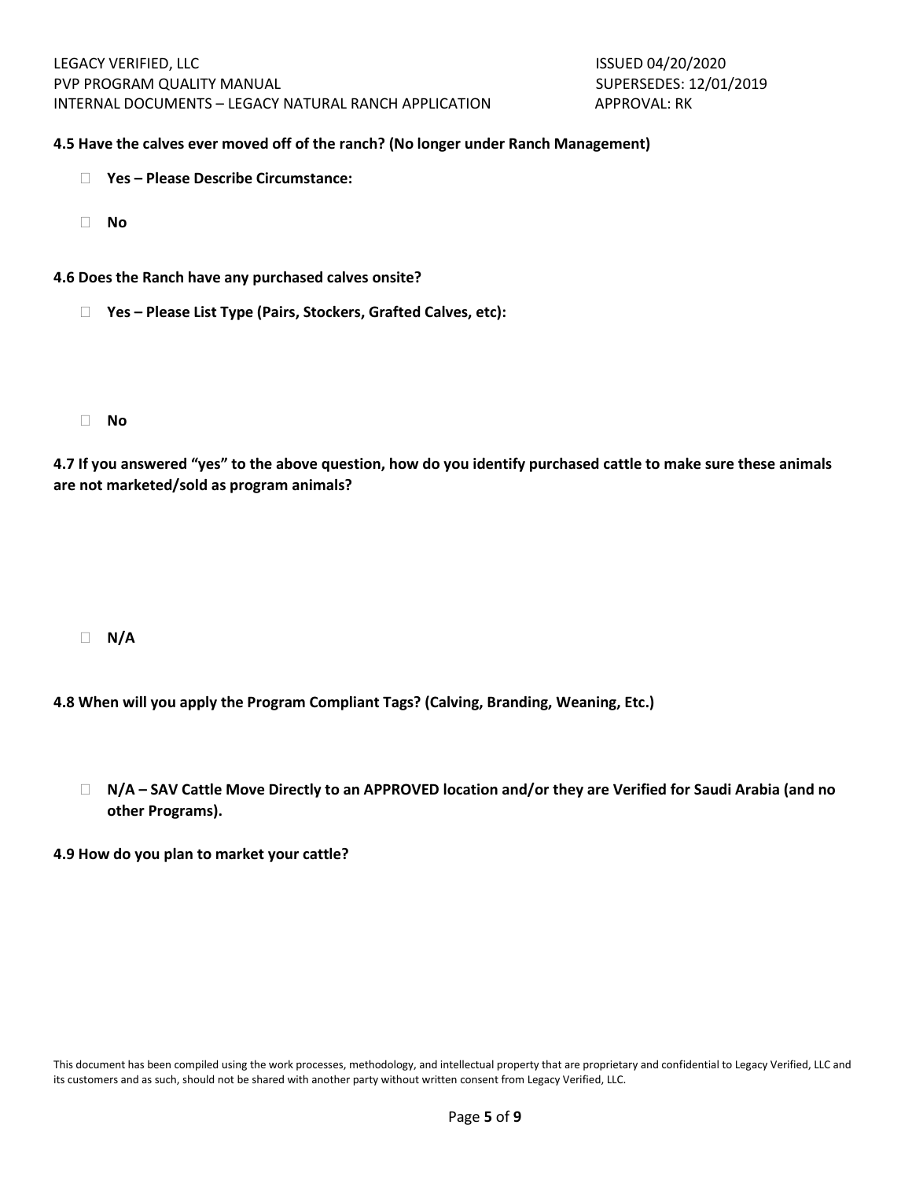**4.5 Have the calves ever moved off of the ranch? (No longer under Ranch Management)**

- ☐ **Yes – Please Describe Circumstance:**
- ☐ **No**

**4.6 Does the Ranch have any purchased calves onsite?**

- ☐ **Yes – Please List Type (Pairs, Stockers, Grafted Calves, etc):**
- ☐ **No**

**4.7 If you answered "yes" to the above question, how do you identify purchased cattle to make sure these animals are not marketed/sold as program animals?**

- ☐ **N/A**

**4.8 When will you apply the Program Compliant Tags? (Calving, Branding, Weaning, Etc.)**

- ☐ **N/A – SAV Cattle Move Directly to an APPROVED location and/or they are Verified for Saudi Arabia (and no other Programs).**

**4.9 How do you plan to market your cattle?**

This document has been compiled using the work processes, methodology, and intellectual property that are proprietary and confidential to Legacy Verified, LLC and its customers and as such, should not be shared with another party without written consent from Legacy Verified, LLC.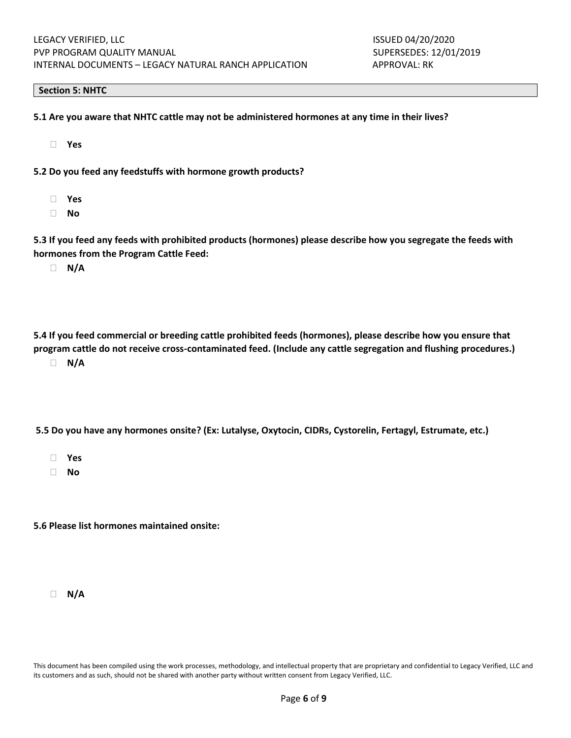## Section 5: NHTC

**5.1 Are you aware that NHTC cattle may not be administered hormones at any time in their lives?**

- ☐ **Yes**

**5.2 Do you feed any feedstuffs with hormone growth products?**

- ☐ **Yes**
- ☐ **No**

**5.3 If you feed any feeds with prohibited products (hormones) please describe how you segregate the feeds with hormones from the Program Cattle Feed:**

- ☐ **N/A**

**5.4 If you feed commercial or breeding cattle prohibited feeds (hormones), please describe how you ensure that program cattle do not receive cross-contaminated feed. (Include any cattle segregation and flushing procedures.)**

- ☐ **N/A**

**5.5 Do you have any hormones onsite? (Ex: Lutalyse, Oxytocin, CIDRs, Cystorelin, Fertagyl, Estrumate, etc.)**

- ☐ **Yes**
- ☐ **No**

**5.6 Please list hormones maintained onsite:**

- ☐ **N/A**

This document has been compiled using the work processes, methodology, and intellectual property that are proprietary and confidential to Legacy Verified, LLC and its customers and as such, should not be shared with another party without written consent from Legacy Verified, LLC.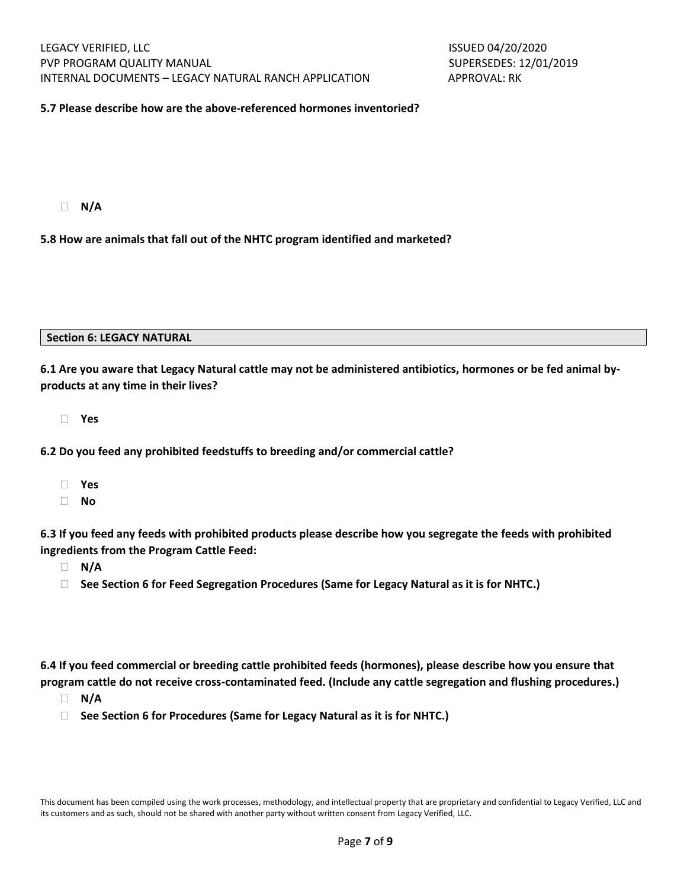**5.7 Please describe how are the above-referenced hormones inventoried?**

- ☐ **N/A**

**5.8 How are animals that fall out of the NHTC program identified and marketed?**

## Section 6: LEGACY NATURAL

**6.1 Are you aware that Legacy Natural cattle may not be administered antibiotics, hormones or be fed animal by-products at any time in their lives?**

- ☐ **Yes**

**6.2 Do you feed any prohibited feedstuffs to breeding and/or commercial cattle?**

- ☐ **Yes**
- ☐ **No**

**6.3 If you feed any feeds with prohibited products please describe how you segregate the feeds with prohibited ingredients from the Program Cattle Feed:**

- ☐ **N/A**
- ☐ **See Section 6 for Feed Segregation Procedures (Same for Legacy Natural as it is for NHTC.)**

**6.4 If you feed commercial or breeding cattle prohibited feeds (hormones), please describe how you ensure that program cattle do not receive cross-contaminated feed. (Include any cattle segregation and flushing procedures.)**

- ☐ **N/A**
- ☐ **See Section 6 for Procedures (Same for Legacy Natural as it is for NHTC.)**

This document has been compiled using the work processes, methodology, and intellectual property that are proprietary and confidential to Legacy Verified, LLC and its customers and as such, should not be shared with another party without written consent from Legacy Verified, LLC.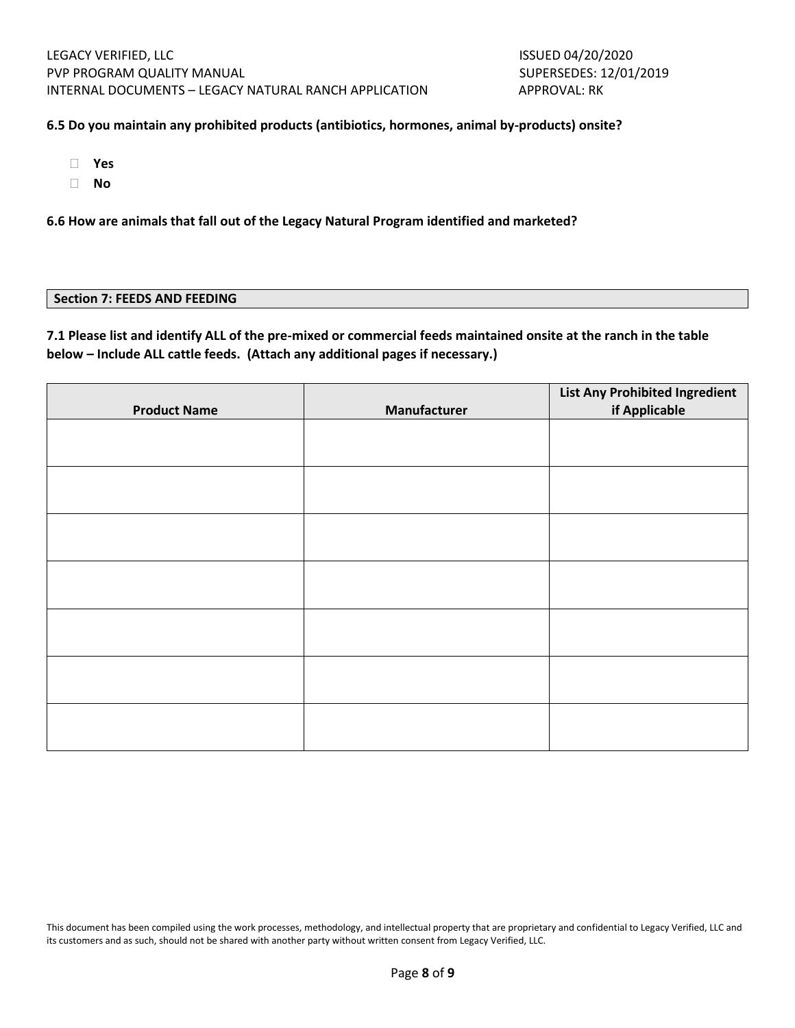**6.5 Do you maintain any prohibited products (antibiotics, hormones, animal by-products) onsite?**

- ☐ **Yes**
- ☐ **No**

**6.6 How are animals that fall out of the Legacy Natural Program identified and marketed?**

## Section 7: FEEDS AND FEEDING

**7.1 Please list and identify ALL of the pre-mixed or commercial feeds maintained onsite at the ranch in the table below – Include ALL cattle feeds. (Attach any additional pages if necessary.)**

| Product Name | Manufacturer | List Any Prohibited Ingredient if Applicable |
|---|---|---|
| | | |
| | | |
| | | |
| | | |
| | | |
| | | |
| | | |

This document has been compiled using the work processes, methodology, and intellectual property that are proprietary and confidential to Legacy Verified, LLC and its customers and as such, should not be shared with another party without written consent from Legacy Verified, LLC.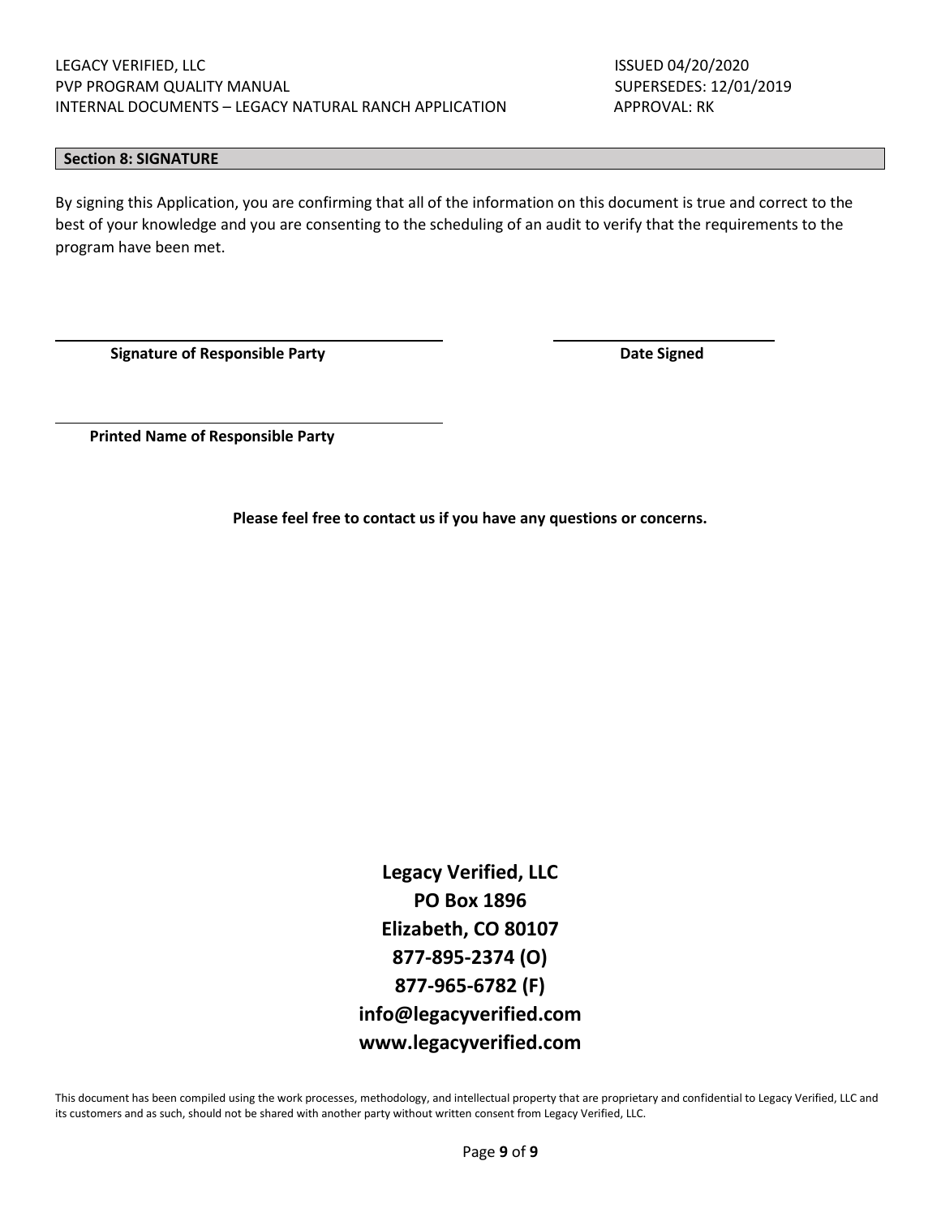## Section 8: SIGNATURE

By signing this Application, you are confirming that all of the information on this document is true and correct to the best of your knowledge and you are consenting to the scheduling of an audit to verify that the requirements to the program have been met.

\_\_\_\_\_\_\_\_\_\_\_\_\_\_\_\_\_\_\_\_\_\_\_\_\_\_\_\_\_\_\_\_\_\_\_\_\_\_\_\_ \_\_\_\_\_\_\_\_\_\_\_\_\_\_\_\_\_\_\_\_\_\_\_\_

**Signature of Responsible Party** **Date Signed**

\_\_\_\_\_\_\_\_\_\_\_\_\_\_\_\_\_\_\_\_\_\_\_\_\_\_\_\_\_\_\_\_\_\_\_\_\_\_\_\_

**Printed Name of Responsible Party**

**Please feel free to contact us if you have any questions or concerns.**

**Legacy Verified, LLC**
**PO Box 1896**
**Elizabeth, CO 80107**
**877-895-2374 (O)**
**877-965-6782 (F)**
**info@legacyverified.com**
**www.legacyverified.com**

This document has been compiled using the work processes, methodology, and intellectual property that are proprietary and confidential to Legacy Verified, LLC and its customers and as such, should not be shared with another party without written consent from Legacy Verified, LLC.